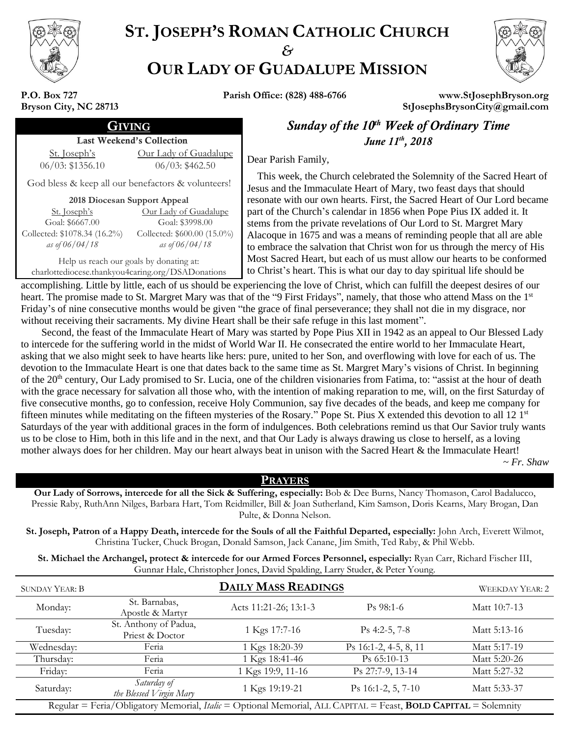# ST. JOSEPH'S ROMAN CATHOLIC CHURCH
*&*
# OUR LADY OF GUADALUPE MISSION

**P.O. Box 727**
**Bryson City, NC 28713**

**Parish Office: (828) 488-6766**

**www.StJosephBryson.org**
**StJosephsBrysonCity@gmail.com**

## GIVING

**Last Weekend's Collection**

| St. Joseph's | Our Lady of Guadalupe |
|---|---|
| 06/03: $1356.10 | 06/03: $462.50 |

God bless & keep all our benefactors & volunteers!

**2018 Diocesan Support Appeal**

| St. Joseph's | Our Lady of Guadalupe |
|---|---|
| Goal: $6667.00 | Goal: $3998.00 |
| Collected: $1078.34 (16.2%) | Collected: $600.00 (15.0%) |
| *as of 06/04/18* | *as of 06/04/18* |

Help us reach our goals by donating at:
charlottediocese.thankyou4caring.org/DSADonations

## *Sunday of the 10th Week of Ordinary Time*
### *June 11th, 2018*

Dear Parish Family,

This week, the Church celebrated the Solemnity of the Sacred Heart of Jesus and the Immaculate Heart of Mary, two feast days that should resonate with our own hearts. First, the Sacred Heart of Our Lord became part of the Church's calendar in 1856 when Pope Pius IX added it. It stems from the private revelations of Our Lord to St. Margret Mary Alacoque in 1675 and was a means of reminding people that all are able to embrace the salvation that Christ won for us through the mercy of His Most Sacred Heart, but each of us must allow our hearts to be conformed to Christ's heart. This is what our day to day spiritual life should be accomplishing. Little by little, each of us should be experiencing the love of Christ, which can fulfill the deepest desires of our heart. The promise made to St. Margret Mary was that of the "9 First Fridays", namely, that those who attend Mass on the 1st Friday's of nine consecutive months would be given "the grace of final perseverance; they shall not die in my disgrace, nor without receiving their sacraments. My divine Heart shall be their safe refuge in this last moment".

Second, the feast of the Immaculate Heart of Mary was started by Pope Pius XII in 1942 as an appeal to Our Blessed Lady to intercede for the suffering world in the midst of World War II. He consecrated the entire world to her Immaculate Heart, asking that we also might seek to have hearts like hers: pure, united to her Son, and overflowing with love for each of us. The devotion to the Immaculate Heart is one that dates back to the same time as St. Margret Mary's visions of Christ. In beginning of the 20th century, Our Lady promised to Sr. Lucia, one of the children visionaries from Fatima, to: "assist at the hour of death with the grace necessary for salvation all those who, with the intention of making reparation to me, will, on the first Saturday of five consecutive months, go to confession, receive Holy Communion, say five decades of the beads, and keep me company for fifteen minutes while meditating on the fifteen mysteries of the Rosary." Pope St. Pius X extended this devotion to all 12 1st Saturdays of the year with additional graces in the form of indulgences. Both celebrations remind us that Our Savior truly wants us to be close to Him, both in this life and in the next, and that Our Lady is always drawing us close to herself, as a loving mother always does for her children. May our heart always beat in unison with the Sacred Heart & the Immaculate Heart!

*~ Fr. Shaw*

## PRAYERS

**Our Lady of Sorrows, intercede for all the Sick & Suffering, especially:** Bob & Dee Burns, Nancy Thomason, Carol Badalucco, Pressie Raby, RuthAnn Nilges, Barbara Hart, Tom Reidmiller, Bill & Joan Sutherland, Kim Samson, Doris Kearns, Mary Brogan, Dan Pulte, & Donna Nelson.

**St. Joseph, Patron of a Happy Death, intercede for the Souls of all the Faithful Departed, especially:** John Arch, Everett Wilmot, Christina Tucker, Chuck Brogan, Donald Samson, Jack Canane, Jim Smith, Ted Raby, & Phil Webb.

**St. Michael the Archangel, protect & intercede for our Armed Forces Personnel, especially:** Ryan Carr, Richard Fischer III, Gunnar Hale, Christopher Jones, David Spalding, Larry Studer, & Peter Young.

## DAILY MASS READINGS

SUNDAY YEAR: B — WEEKDAY YEAR: 2

| Day | Celebration | First Reading | Psalm | Gospel |
|---|---|---|---|---|
| Monday: | St. Barnabas, Apostle & Martyr | Acts 11:21-26; 13:1-3 | Ps 98:1-6 | Matt 10:7-13 |
| Tuesday: | St. Anthony of Padua, Priest & Doctor | 1 Kgs 17:7-16 | Ps 4:2-5, 7-8 | Matt 5:13-16 |
| Wednesday: | Feria | 1 Kgs 18:20-39 | Ps 16:1-2, 4-5, 8, 11 | Matt 5:17-19 |
| Thursday: | Feria | 1 Kgs 18:41-46 | Ps 65:10-13 | Matt 5:20-26 |
| Friday: | Feria | 1 Kgs 19:9, 11-16 | Ps 27:7-9, 13-14 | Matt 5:27-32 |
| Saturday: | *Saturday of the Blessed Virgin Mary* | 1 Kgs 19:19-21 | Ps 16:1-2, 5, 7-10 | Matt 5:33-37 |

Regular = Feria/Obligatory Memorial, *Italic* = Optional Memorial, ALL CAPITAL = Feast, **BOLD CAPITAL** = Solemnity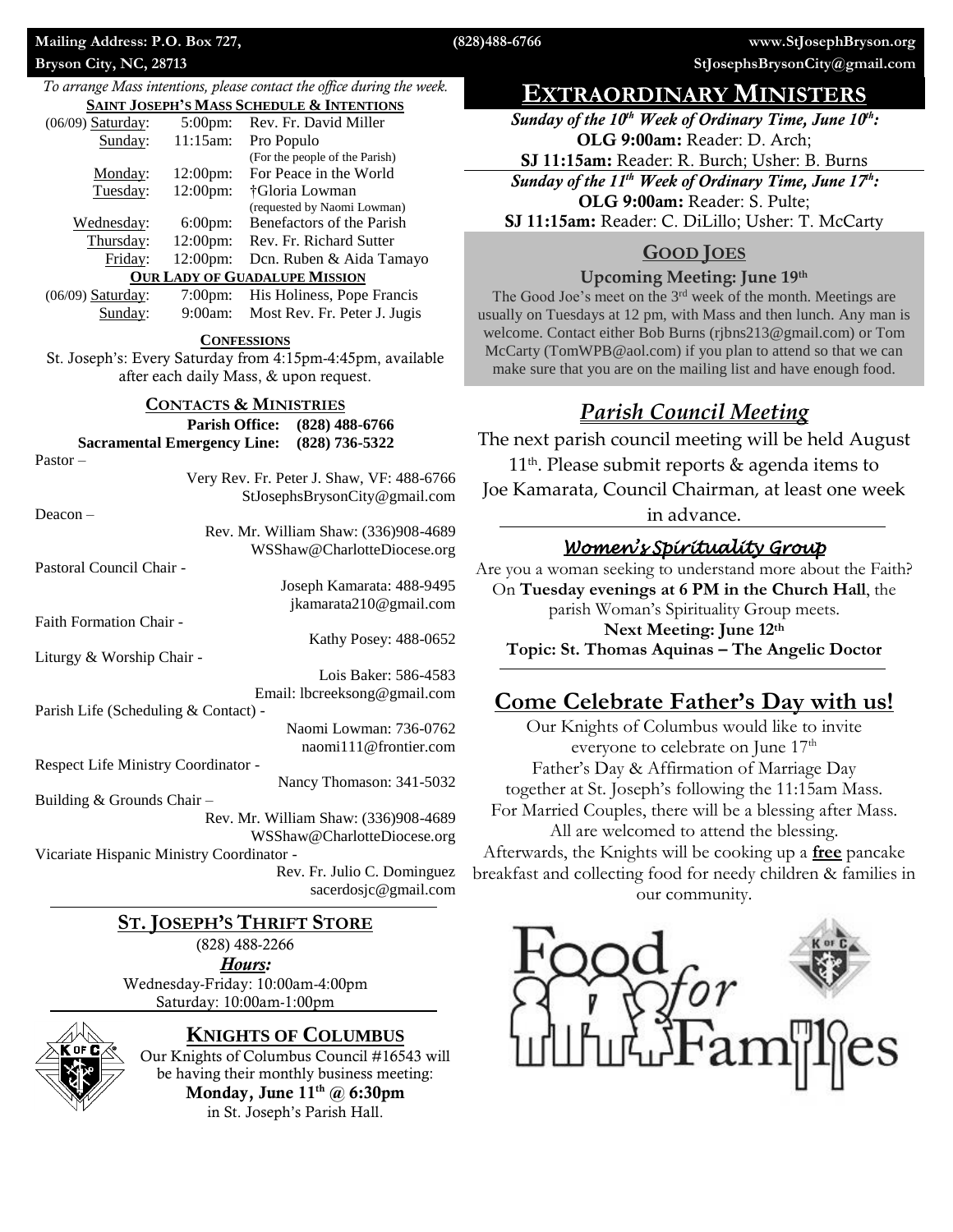**Mailing Address: P.O. Box 727, Bryson City, NC, 28713** **(828)488-6766** **www.StJosephBryson.org** **StJosephsBrysonCity@gmail.com**

*To arrange Mass intentions, please contact the office during the week.*

**SAINT JOSEPH'S MASS SCHEDULE & INTENTIONS**

| | | |
|---|---|---|
| (06/09) Saturday: | 5:00pm: | Rev. Fr. David Miller |
| Sunday: | 11:15am: | Pro Populo (For the people of the Parish) |
| Monday: | 12:00pm: | For Peace in the World |
| Tuesday: | 12:00pm: | †Gloria Lowman (requested by Naomi Lowman) |
| Wednesday: | 6:00pm: | Benefactors of the Parish |
| Thursday: | 12:00pm: | Rev. Fr. Richard Sutter |
| Friday: | 12:00pm: | Dcn. Ruben & Aida Tamayo |

**OUR LADY OF GUADALUPE MISSION**

| | | |
|---|---|---|
| (06/09) Saturday: | 7:00pm: | His Holiness, Pope Francis |
| Sunday: | 9:00am: | Most Rev. Fr. Peter J. Jugis |

**CONFESSIONS**

St. Joseph's: Every Saturday from 4:15pm-4:45pm, available after each daily Mass, & upon request.

**CONTACTS & MINISTRIES**

**Parish Office: (828) 488-6766**
**Sacramental Emergency Line: (828) 736-5322**

Pastor – Very Rev. Fr. Peter J. Shaw, VF: 488-6766 StJosephsBrysonCity@gmail.com

Deacon – Rev. Mr. William Shaw: (336)908-4689 WSShaw@CharlotteDiocese.org

Pastoral Council Chair - Joseph Kamarata: 488-9495 jkamarata210@gmail.com

Faith Formation Chair - Kathy Posey: 488-0652

Liturgy & Worship Chair - Lois Baker: 586-4583 Email: lbcreeksong@gmail.com

Parish Life (Scheduling & Contact) - Naomi Lowman: 736-0762 naomi111@frontier.com

Respect Life Ministry Coordinator - Nancy Thomason: 341-5032

Building & Grounds Chair – Rev. Mr. William Shaw: (336)908-4689 WSShaw@CharlotteDiocese.org

Vicariate Hispanic Ministry Coordinator - Rev. Fr. Julio C. Dominguez sacerdosjc@gmail.com

## ST. JOSEPH'S THRIFT STORE

(828) 488-2266

***Hours:***

Wednesday-Friday: 10:00am-4:00pm
Saturday: 10:00am-1:00pm

## KNIGHTS OF COLUMBUS

Our Knights of Columbus Council #16543 will be having their monthly business meeting:
**Monday, June 11th @ 6:30pm**
in St. Joseph's Parish Hall.

# EXTRAORDINARY MINISTERS

***Sunday of the 10th Week of Ordinary Time, June 10th:***
**OLG 9:00am:** Reader: D. Arch;
**SJ 11:15am:** Reader: R. Burch; Usher: B. Burns

***Sunday of the 11th Week of Ordinary Time, June 17th:***
**OLG 9:00am:** Reader: S. Pulte;
**SJ 11:15am:** Reader: C. DiLillo; Usher: T. McCarty

## GOOD JOES

**Upcoming Meeting: June 19th**

The Good Joe's meet on the 3rd week of the month. Meetings are usually on Tuesdays at 12 pm, with Mass and then lunch. Any man is welcome. Contact either Bob Burns (rjbns213@gmail.com) or Tom McCarty (TomWPB@aol.com) if you plan to attend so that we can make sure that you are on the mailing list and have enough food.

## *Parish Council Meeting*

The next parish council meeting will be held August 11th. Please submit reports & agenda items to Joe Kamarata, Council Chairman, at least one week in advance.

## *Women's Spirituality Group*

Are you a woman seeking to understand more about the Faith? On **Tuesday evenings at 6 PM in the Church Hall**, the parish Woman's Spirituality Group meets.
**Next Meeting: June 12th**
**Topic: St. Thomas Aquinas – The Angelic Doctor**

## Come Celebrate Father's Day with us!

Our Knights of Columbus would like to invite everyone to celebrate on June 17th Father's Day & Affirmation of Marriage Day together at St. Joseph's following the 11:15am Mass. For Married Couples, there will be a blessing after Mass. All are welcomed to attend the blessing. Afterwards, the Knights will be cooking up a **free** pancake breakfast and collecting food for needy children & families in our community.

Food for Families